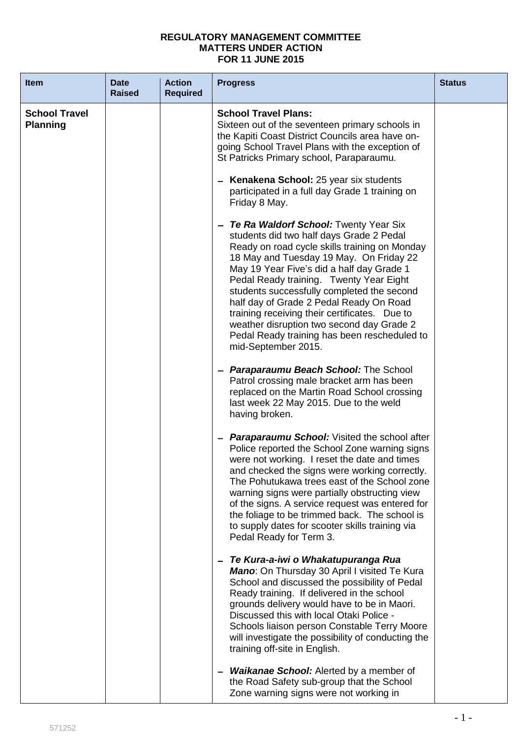**REGULATORY MANAGEMENT COMMITTEE**
**MATTERS UNDER ACTION**
**FOR 11 JUNE 2015**

| Item | Date Raised | Action Required | Progress | Status |
|---|---|---|---|---|
| **School Travel Planning** | | | **School Travel Plans:**<br>Sixteen out of the seventeen primary schools in the Kapiti Coast District Councils area have on-going School Travel Plans with the exception of St Patricks Primary school, Paraparaumu.<br><br>- **Kenakena School:** 25 year six students participated in a full day Grade 1 training on Friday 8 May.<br><br>- ***Te Ra Waldorf School:*** Twenty Year Six students did two half days Grade 2 Pedal Ready on road cycle skills training on Monday 18 May and Tuesday 19 May. On Friday 22 May 19 Year Five's did a half day Grade 1 Pedal Ready training. Twenty Year Eight students successfully completed the second half day of Grade 2 Pedal Ready On Road training receiving their certificates. Due to weather disruption two second day Grade 2 Pedal Ready training has been rescheduled to mid-September 2015.<br><br>- ***Paraparaumu Beach School:*** The School Patrol crossing male bracket arm has been replaced on the Martin Road School crossing last week 22 May 2015. Due to the weld having broken.<br><br>- ***Paraparaumu School:*** Visited the school after Police reported the School Zone warning signs were not working. I reset the date and times and checked the signs were working correctly. The Pohutukawa trees east of the School zone warning signs were partially obstructing view of the signs. A service request was entered for the foliage to be trimmed back. The school is to supply dates for scooter skills training via Pedal Ready for Term 3.<br><br>- ***Te Kura-a-iwi o Whakatupuranga Rua Mano***: On Thursday 30 April I visited Te Kura School and discussed the possibility of Pedal Ready training. If delivered in the school grounds delivery would have to be in Maori. Discussed this with local Otaki Police - Schools liaison person Constable Terry Moore will investigate the possibility of conducting the training off-site in English.<br><br>- ***Waikanae School:*** Alerted by a member of the Road Safety sub-group that the School Zone warning signs were not working in | |

571252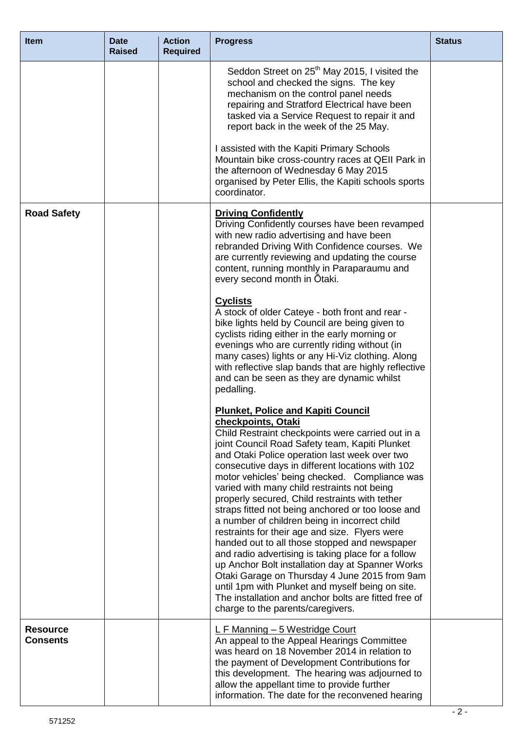| Item | Date Raised | Action Required | Progress | Status |
|---|---|---|---|---|
| | | | Seddon Street on 25th May 2015, I visited the school and checked the signs. The key mechanism on the control panel needs repairing and Stratford Electrical have been tasked via a Service Request to repair it and report back in the week of the 25 May.<br><br>I assisted with the Kapiti Primary Schools Mountain bike cross-country races at QEII Park in the afternoon of Wednesday 6 May 2015 organised by Peter Ellis, the Kapiti schools sports coordinator. | |
| **Road Safety** | | | **Driving Confidently**<br>Driving Confidently courses have been revamped with new radio advertising and have been rebranded Driving With Confidence courses. We are currently reviewing and updating the course content, running monthly in Paraparaumu and every second month in Ōtaki.<br><br>**Cyclists**<br>A stock of older Cateye - both front and rear - bike lights held by Council are being given to cyclists riding either in the early morning or evenings who are currently riding without (in many cases) lights or any Hi-Viz clothing. Along with reflective slap bands that are highly reflective and can be seen as they are dynamic whilst pedalling.<br><br>**Plunket, Police and Kapiti Council checkpoints, Otaki**<br>Child Restraint checkpoints were carried out in a joint Council Road Safety team, Kapiti Plunket and Otaki Police operation last week over two consecutive days in different locations with 102 motor vehicles' being checked. Compliance was varied with many child restraints not being properly secured, Child restraints with tether straps fitted not being anchored or too loose and a number of children being in incorrect child restraints for their age and size. Flyers were handed out to all those stopped and newspaper and radio advertising is taking place for a follow up Anchor Bolt installation day at Spanner Works Otaki Garage on Thursday 4 June 2015 from 9am until 1pm with Plunket and myself being on site. The installation and anchor bolts are fitted free of charge to the parents/caregivers. | |
| **Resource Consents** | | | L F Manning – 5 Westridge Court<br>An appeal to the Appeal Hearings Committee was heard on 18 November 2014 in relation to the payment of Development Contributions for this development. The hearing was adjourned to allow the appellant time to provide further information. The date for the reconvened hearing | |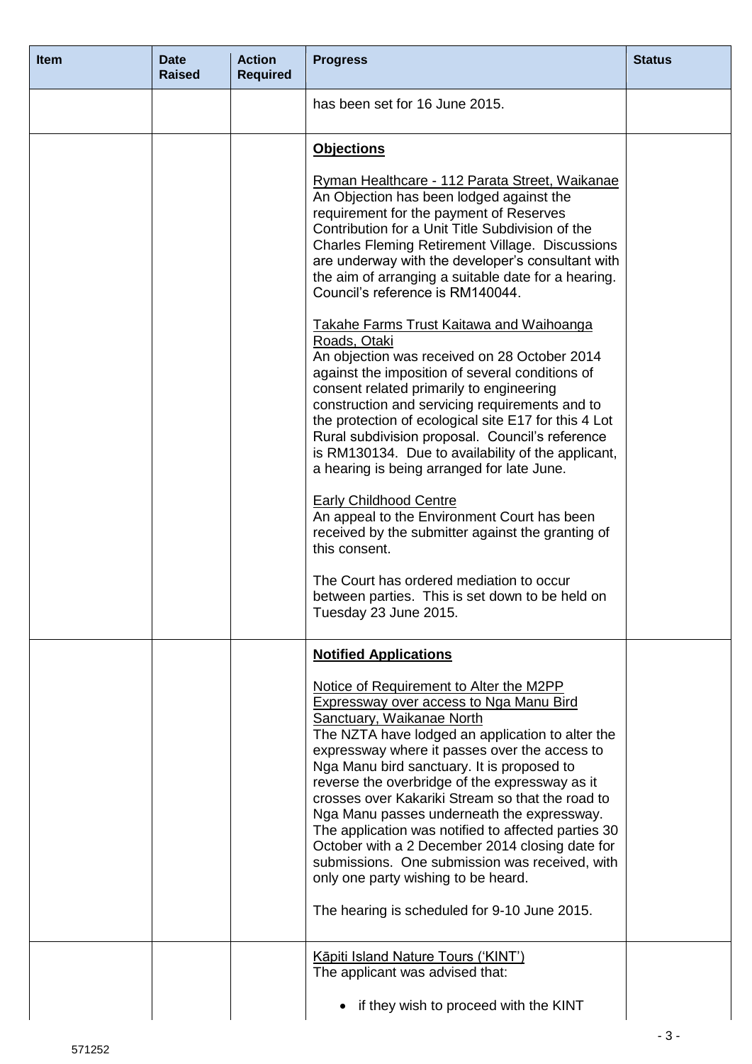| Item | Date Raised | Action Required | Progress | Status |
|---|---|---|---|---|
| | | | has been set for 16 June 2015. | |
| | | | **Objections**<br><br>Ryman Healthcare - 112 Parata Street, Waikanae<br>An Objection has been lodged against the requirement for the payment of Reserves Contribution for a Unit Title Subdivision of the Charles Fleming Retirement Village. Discussions are underway with the developer's consultant with the aim of arranging a suitable date for a hearing. Council's reference is RM140044.<br><br>Takahe Farms Trust Kaitawa and Waihoanga Roads, Otaki<br>An objection was received on 28 October 2014 against the imposition of several conditions of consent related primarily to engineering construction and servicing requirements and to the protection of ecological site E17 for this 4 Lot Rural subdivision proposal. Council's reference is RM130134. Due to availability of the applicant, a hearing is being arranged for late June.<br><br>Early Childhood Centre<br>An appeal to the Environment Court has been received by the submitter against the granting of this consent.<br><br>The Court has ordered mediation to occur between parties. This is set down to be held on Tuesday 23 June 2015. | |
| | | | **Notified Applications**<br><br>Notice of Requirement to Alter the M2PP Expressway over access to Nga Manu Bird Sanctuary, Waikanae North<br>The NZTA have lodged an application to alter the expressway where it passes over the access to Nga Manu bird sanctuary. It is proposed to reverse the overbridge of the expressway as it crosses over Kakariki Stream so that the road to Nga Manu passes underneath the expressway. The application was notified to affected parties 30 October with a 2 December 2014 closing date for submissions. One submission was received, with only one party wishing to be heard.<br><br>The hearing is scheduled for 9-10 June 2015. | |
| | | | Kāpiti Island Nature Tours ('KINT')<br>The applicant was advised that:<br><br>• if they wish to proceed with the KINT | |

571252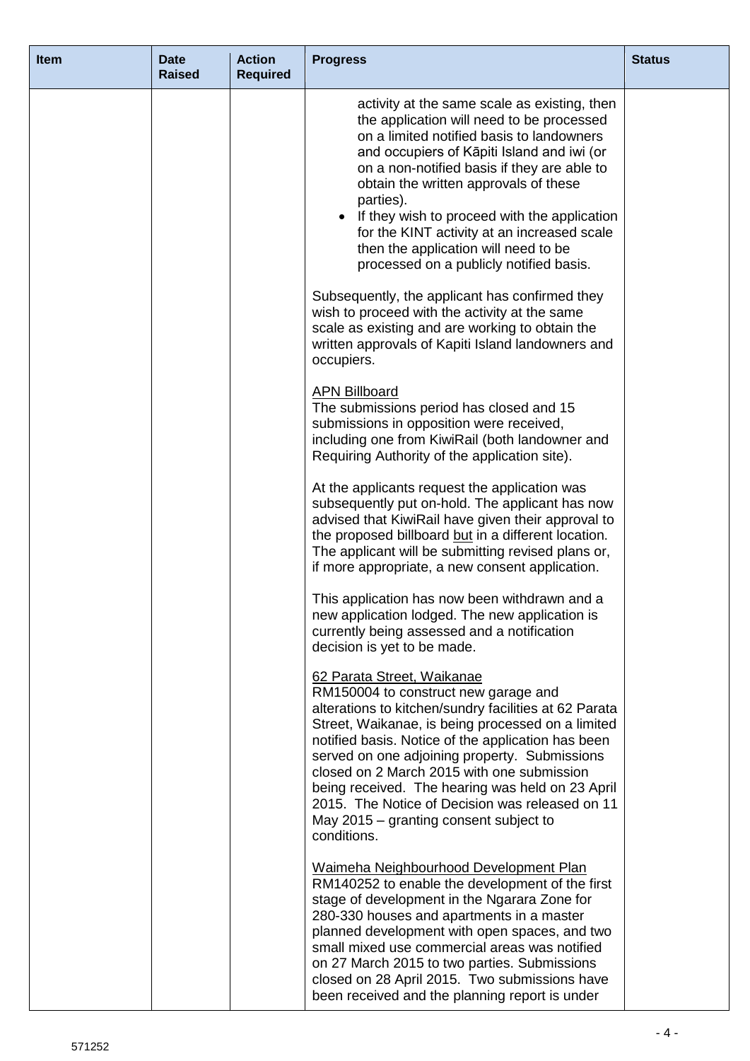| Item | Date Raised | Action Required | Progress | Status |
|---|---|---|---|---|
| | | | activity at the same scale as existing, then the application will need to be processed on a limited notified basis to landowners and occupiers of Kāpiti Island and iwi (or on a non-notified basis if they are able to obtain the written approvals of these parties).<br>• If they wish to proceed with the application for the KINT activity at an increased scale then the application will need to be processed on a publicly notified basis.<br><br>Subsequently, the applicant has confirmed they wish to proceed with the activity at the same scale as existing and are working to obtain the written approvals of Kapiti Island landowners and occupiers.<br><br><u>APN Billboard</u><br>The submissions period has closed and 15 submissions in opposition were received, including one from KiwiRail (both landowner and Requiring Authority of the application site).<br><br>At the applicants request the application was subsequently put on-hold. The applicant has now advised that KiwiRail have given their approval to the proposed billboard <u>but</u> in a different location. The applicant will be submitting revised plans or, if more appropriate, a new consent application.<br><br>This application has now been withdrawn and a new application lodged. The new application is currently being assessed and a notification decision is yet to be made.<br><br><u>62 Parata Street, Waikanae</u><br>RM150004 to construct new garage and alterations to kitchen/sundry facilities at 62 Parata Street, Waikanae, is being processed on a limited notified basis. Notice of the application has been served on one adjoining property. Submissions closed on 2 March 2015 with one submission being received. The hearing was held on 23 April 2015. The Notice of Decision was released on 11 May 2015 – granting consent subject to conditions.<br><br><u>Waimeha Neighbourhood Development Plan</u><br>RM140252 to enable the development of the first stage of development in the Ngarara Zone for 280-330 houses and apartments in a master planned development with open spaces, and two small mixed use commercial areas was notified on 27 March 2015 to two parties. Submissions closed on 28 April 2015. Two submissions have been received and the planning report is under | |

571252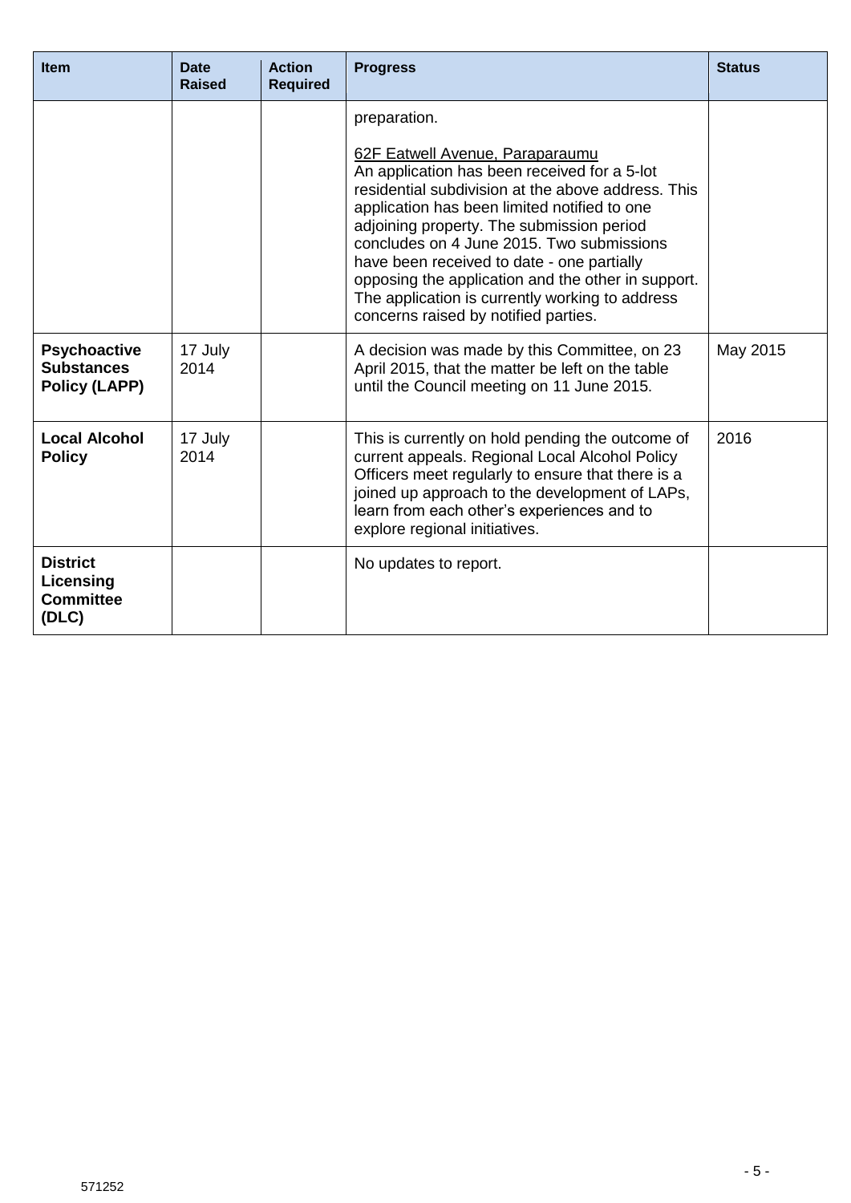| Item | Date Raised | Action Required | Progress | Status |
|---|---|---|---|---|
| | | | preparation.<br><br>62F Eatwell Avenue, Paraparaumu<br>An application has been received for a 5-lot residential subdivision at the above address. This application has been limited notified to one adjoining property. The submission period concludes on 4 June 2015. Two submissions have been received to date - one partially opposing the application and the other in support. The application is currently working to address concerns raised by notified parties. | |
| **Psychoactive Substances Policy (LAPP)** | 17 July 2014 | | A decision was made by this Committee, on 23 April 2015, that the matter be left on the table until the Council meeting on 11 June 2015. | May 2015 |
| **Local Alcohol Policy** | 17 July 2014 | | This is currently on hold pending the outcome of current appeals. Regional Local Alcohol Policy Officers meet regularly to ensure that there is a joined up approach to the development of LAPs, learn from each other's experiences and to explore regional initiatives. | 2016 |
| **District Licensing Committee (DLC)** | | | No updates to report. | |

571252